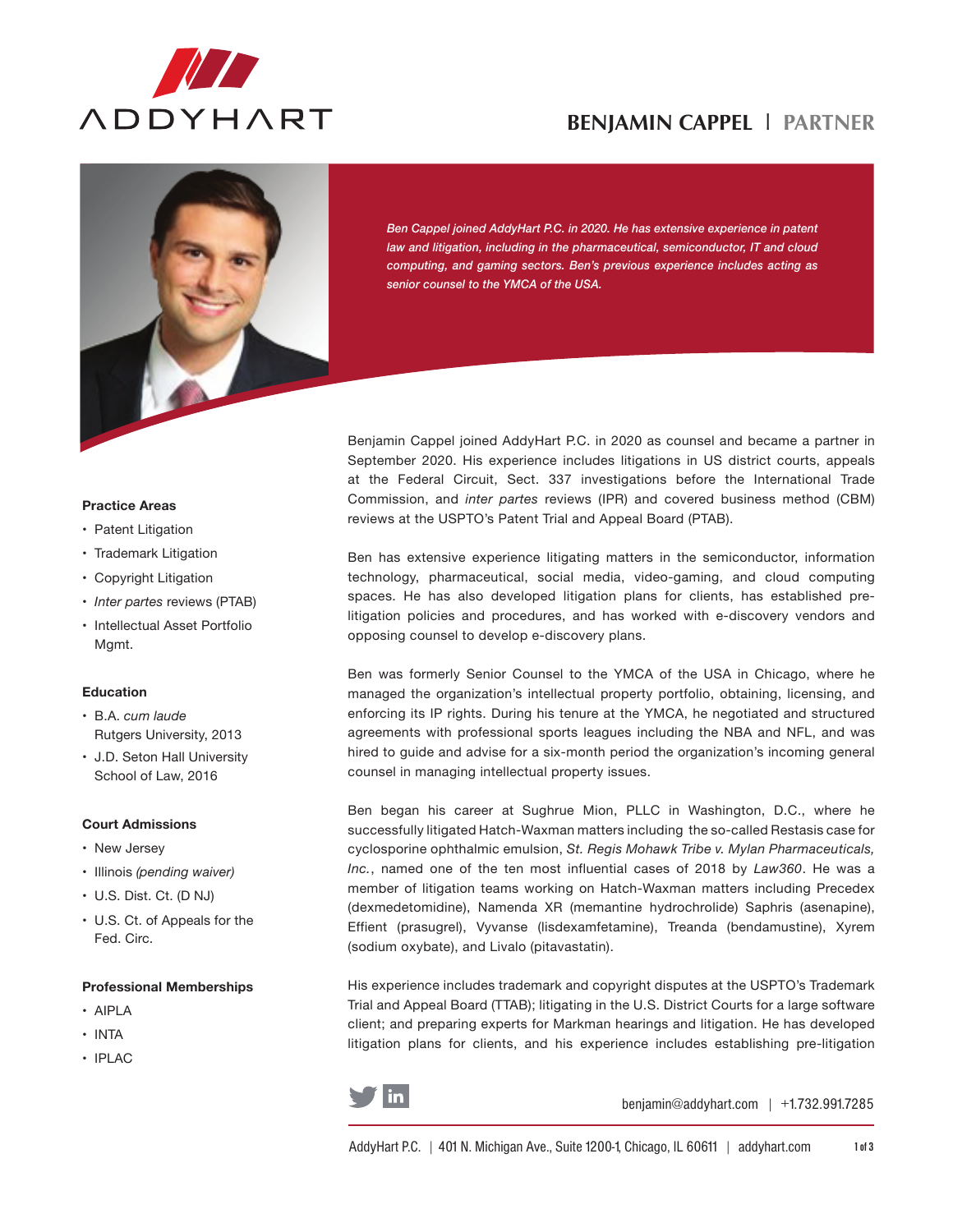# BENJAMIN CAPPEL | PARTNER

*Ben Cappel joined AddyHart P.C. in 2020. He has extensive experience in patent law and litigation, including in the pharmaceutical, semiconductor, IT and cloud computing, and gaming sectors. Ben's previous experience includes acting as senior counsel to the YMCA of the USA.*

Benjamin Cappel joined AddyHart P.C. in 2020 as counsel and became a partner in September 2020. His experience includes litigations in US district courts, appeals at the Federal Circuit, Sect. 337 investigations before the International Trade Commission, and *inter partes* reviews (IPR) and covered business method (CBM) reviews at the USPTO's Patent Trial and Appeal Board (PTAB).

Ben has extensive experience litigating matters in the semiconductor, information technology, pharmaceutical, social media, video-gaming, and cloud computing spaces. He has also developed litigation plans for clients, has established pre-litigation policies and procedures, and has worked with e-discovery vendors and opposing counsel to develop e-discovery plans.

Ben was formerly Senior Counsel to the YMCA of the USA in Chicago, where he managed the organization's intellectual property portfolio, obtaining, licensing, and enforcing its IP rights. During his tenure at the YMCA, he negotiated and structured agreements with professional sports leagues including the NBA and NFL, and was hired to guide and advise for a six-month period the organization's incoming general counsel in managing intellectual property issues.

Ben began his career at Sughrue Mion, PLLC in Washington, D.C., where he successfully litigated Hatch-Waxman matters including the so-called Restasis case for cyclosporine ophthalmic emulsion, *St. Regis Mohawk Tribe v. Mylan Pharmaceuticals, Inc.*, named one of the ten most influential cases of 2018 by *Law360*. He was a member of litigation teams working on Hatch-Waxman matters including Precedex (dexmedetomidine), Namenda XR (memantine hydrochrolide) Saphris (asenapine), Effient (prasugrel), Vyvanse (lisdexamfetamine), Treanda (bendamustine), Xyrem (sodium oxybate), and Livalo (pitavastatin).

His experience includes trademark and copyright disputes at the USPTO's Trademark Trial and Appeal Board (TTAB); litigating in the U.S. District Courts for a large software client; and preparing experts for Markman hearings and litigation. He has developed litigation plans for clients, and his experience includes establishing pre-litigation

### Practice Areas

- Patent Litigation
- Trademark Litigation
- Copyright Litigation
- *Inter partes* reviews (PTAB)
- Intellectual Asset Portfolio Mgmt.

### Education

- B.A. *cum laude* Rutgers University, 2013
- J.D. Seton Hall University School of Law, 2016

### Court Admissions

- New Jersey
- Illinois *(pending waiver)*
- U.S. Dist. Ct. (D NJ)
- U.S. Ct. of Appeals for the Fed. Circ.

### Professional Memberships

- AIPLA
- INTA
- IPLAC

benjamin@addyhart.com | +1.732.991.7285

AddyHart P.C. | 401 N. Michigan Ave., Suite 1200-1, Chicago, IL 60611 | addyhart.com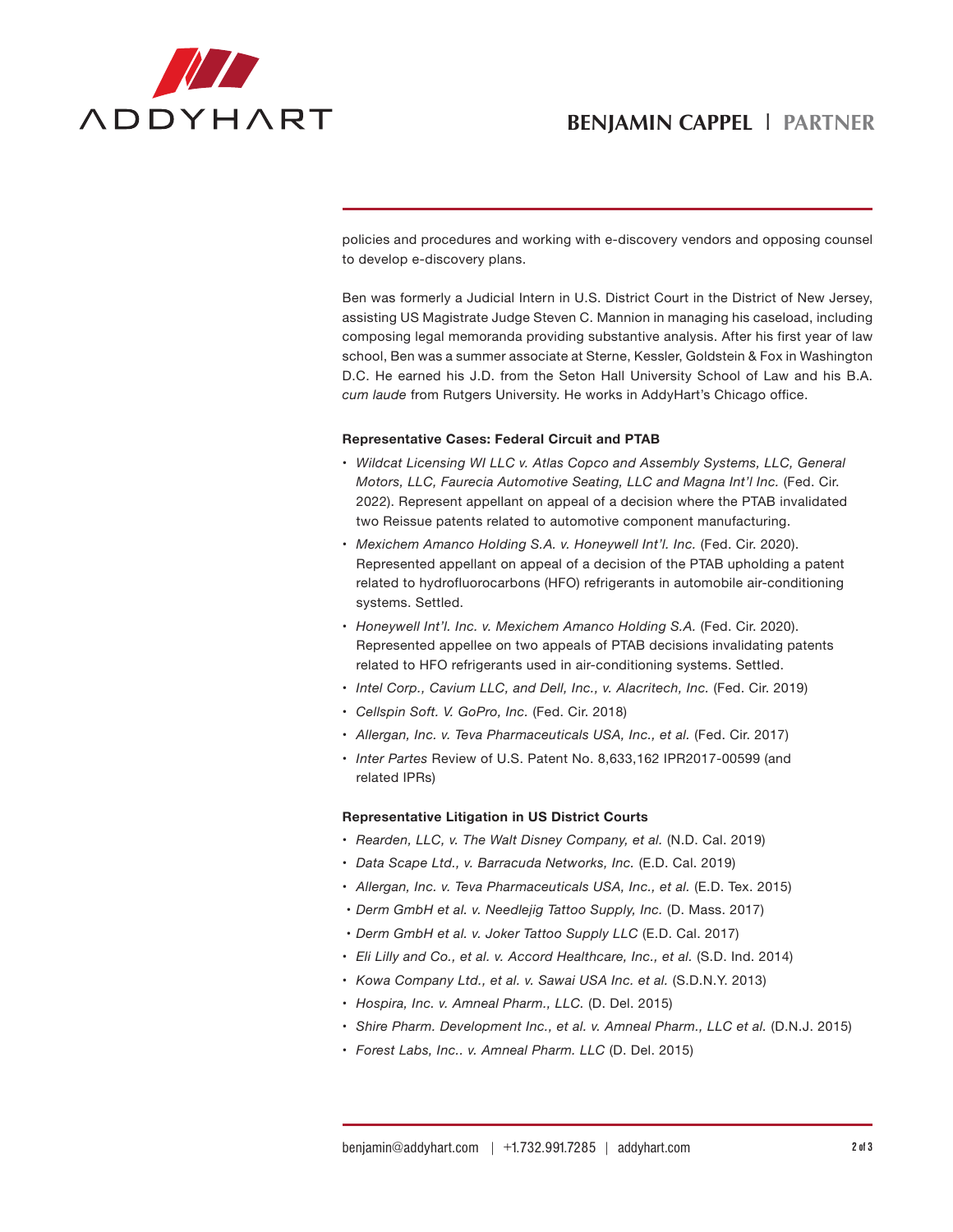policies and procedures and working with e-discovery vendors and opposing counsel to develop e-discovery plans.

Ben was formerly a Judicial Intern in U.S. District Court in the District of New Jersey, assisting US Magistrate Judge Steven C. Mannion in managing his caseload, including composing legal memoranda providing substantive analysis. After his first year of law school, Ben was a summer associate at Sterne, Kessler, Goldstein & Fox in Washington D.C. He earned his J.D. from the Seton Hall University School of Law and his B.A. *cum laude* from Rutgers University. He works in AddyHart's Chicago office.

**Representative Cases: Federal Circuit and PTAB**

- *Wildcat Licensing WI LLC v. Atlas Copco and Assembly Systems, LLC, General Motors, LLC, Faurecia Automotive Seating, LLC and Magna Int'l Inc.* (Fed. Cir. 2022). Represent appellant on appeal of a decision where the PTAB invalidated two Reissue patents related to automotive component manufacturing.
- *Mexichem Amanco Holding S.A. v. Honeywell Int'l. Inc.* (Fed. Cir. 2020). Represented appellant on appeal of a decision of the PTAB upholding a patent related to hydrofluorocarbons (HFO) refrigerants in automobile air-conditioning systems. Settled.
- *Honeywell Int'l. Inc. v. Mexichem Amanco Holding S.A.* (Fed. Cir. 2020). Represented appellee on two appeals of PTAB decisions invalidating patents related to HFO refrigerants used in air-conditioning systems. Settled.
- *Intel Corp., Cavium LLC, and Dell, Inc., v. Alacritech, Inc.* (Fed. Cir. 2019)
- *Cellspin Soft. V. GoPro, Inc.* (Fed. Cir. 2018)
- *Allergan, Inc. v. Teva Pharmaceuticals USA, Inc., et al.* (Fed. Cir. 2017)
- *Inter Partes* Review of U.S. Patent No. 8,633,162 IPR2017-00599 (and related IPRs)

**Representative Litigation in US District Courts**

- *Rearden, LLC, v. The Walt Disney Company, et al.* (N.D. Cal. 2019)
- *Data Scape Ltd., v. Barracuda Networks, Inc.* (E.D. Cal. 2019)
- *Allergan, Inc. v. Teva Pharmaceuticals USA, Inc., et al.* (E.D. Tex. 2015)
- *Derm GmbH et al. v. Needlejig Tattoo Supply, Inc.* (D. Mass. 2017)
- *Derm GmbH et al. v. Joker Tattoo Supply LLC* (E.D. Cal. 2017)
- *Eli Lilly and Co., et al. v. Accord Healthcare, Inc., et al.* (S.D. Ind. 2014)
- *Kowa Company Ltd., et al. v. Sawai USA Inc. et al.* (S.D.N.Y. 2013)
- *Hospira, Inc. v. Amneal Pharm., LLC.* (D. Del. 2015)
- *Shire Pharm. Development Inc., et al. v. Amneal Pharm., LLC et al.* (D.N.J. 2015)
- *Forest Labs, Inc.. v. Amneal Pharm. LLC* (D. Del. 2015)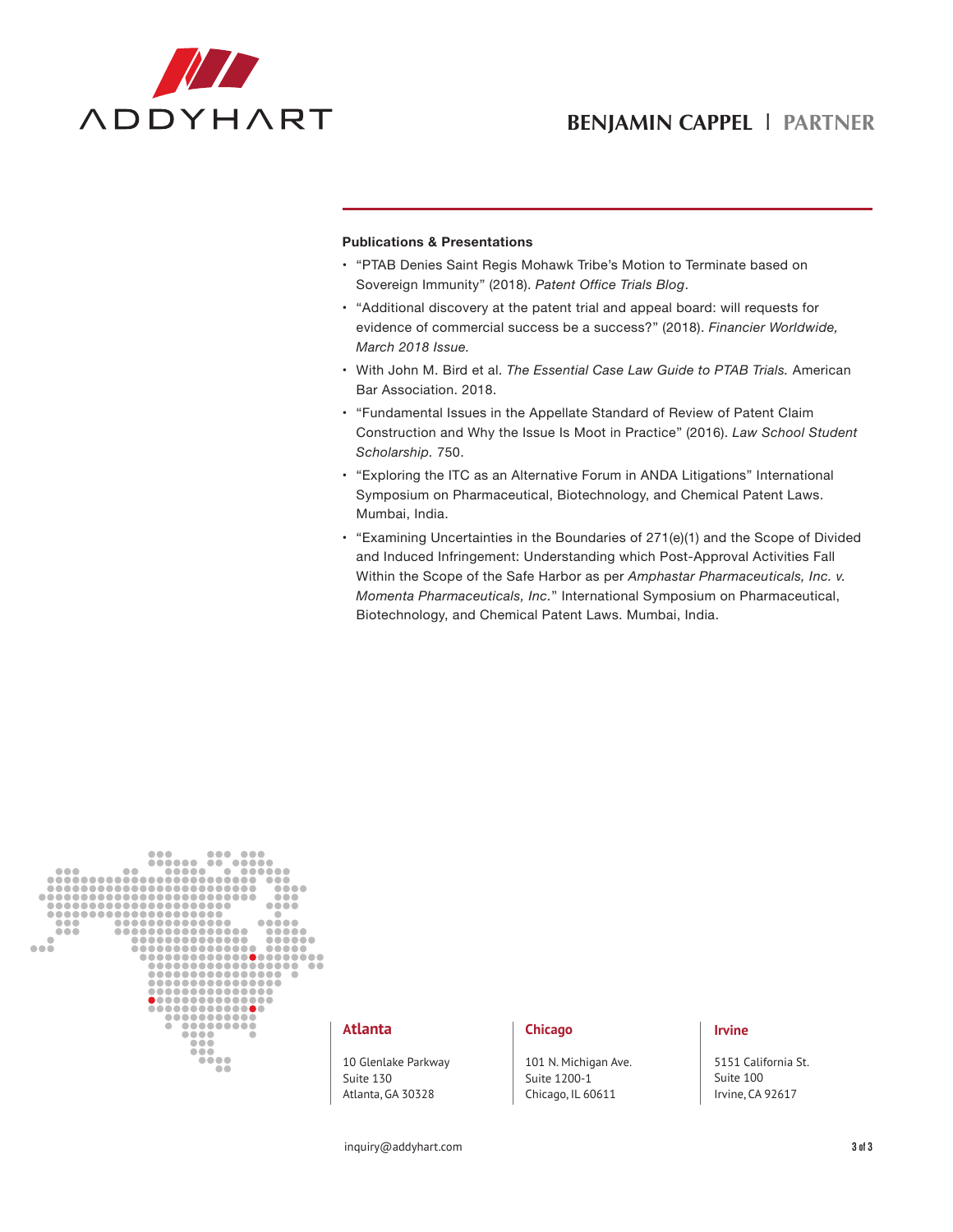**Publications & Presentations**

- "PTAB Denies Saint Regis Mohawk Tribe's Motion to Terminate based on Sovereign Immunity" (2018). *Patent Office Trials Blog*.
- "Additional discovery at the patent trial and appeal board: will requests for evidence of commercial success be a success?" (2018). *Financier Worldwide, March 2018 Issue.*
- With John M. Bird et al. *The Essential Case Law Guide to PTAB Trials.* American Bar Association. 2018.
- "Fundamental Issues in the Appellate Standard of Review of Patent Claim Construction and Why the Issue Is Moot in Practice" (2016). *Law School Student Scholarship.* 750.
- "Exploring the ITC as an Alternative Forum in ANDA Litigations" International Symposium on Pharmaceutical, Biotechnology, and Chemical Patent Laws. Mumbai, India.
- "Examining Uncertainties in the Boundaries of 271(e)(1) and the Scope of Divided and Induced Infringement: Understanding which Post-Approval Activities Fall Within the Scope of the Safe Harbor as per *Amphastar Pharmaceuticals, Inc. v. Momenta Pharmaceuticals, Inc.*" International Symposium on Pharmaceutical, Biotechnology, and Chemical Patent Laws. Mumbai, India.

**Atlanta**

10 Glenlake Parkway
Suite 130
Atlanta, GA 30328

**Chicago**

101 N. Michigan Ave.
Suite 1200-1
Chicago, IL 60611

**Irvine**

5151 California St.
Suite 100
Irvine, CA 92617

inquiry@addyhart.com